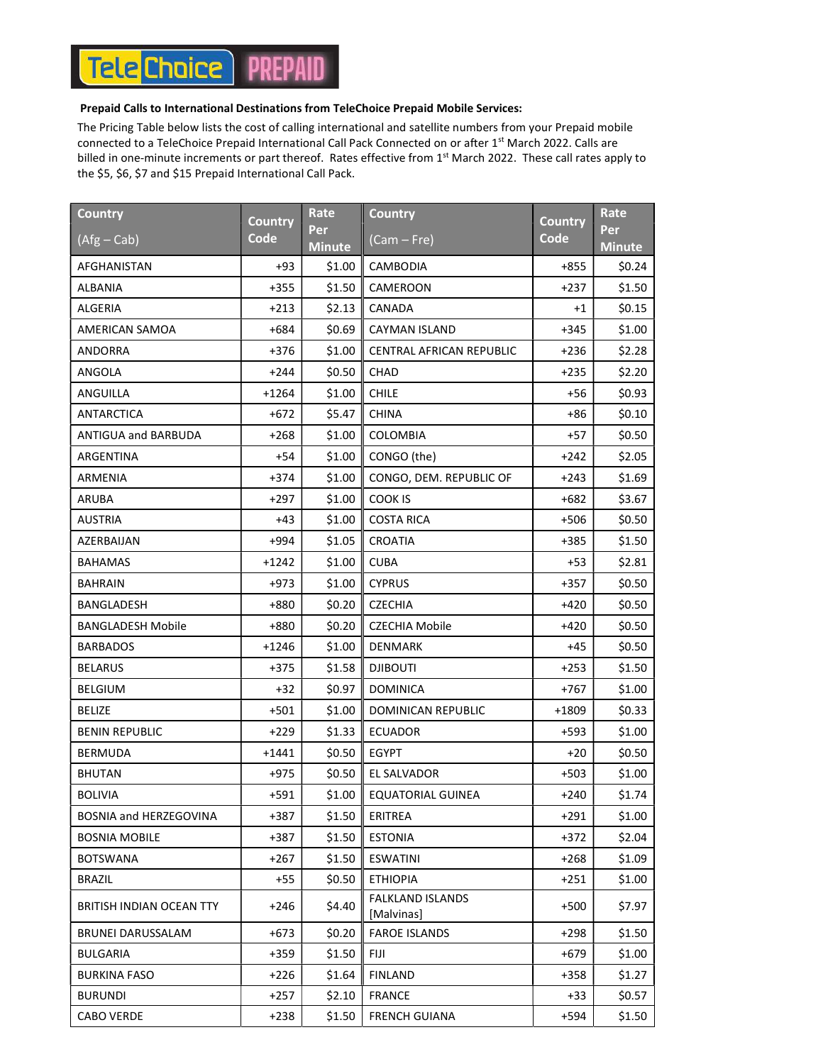**Prepaid Calls to International Destinations from TeleChoice Prepaid Mobile Services:**

The Pricing Table below lists the cost of calling international and satellite numbers from your Prepaid mobile connected to a TeleChoice Prepaid International Call Pack Connected on or after 1st March 2022. Calls are billed in one-minute increments or part thereof. Rates effective from 1st March 2022. These call rates apply to the $5, $6, $7 and $15 Prepaid International Call Pack.

| Country (Afg – Cab) | Country Code | Rate Per Minute | Country (Cam – Fre) | Country Code | Rate Per Minute |
|---|---|---|---|---|---|
| AFGHANISTAN | +93 | $1.00 | CAMBODIA | +855 | $0.24 |
| ALBANIA | +355 | $1.50 | CAMEROON | +237 | $1.50 |
| ALGERIA | +213 | $2.13 | CANADA | +1 | $0.15 |
| AMERICAN SAMOA | +684 | $0.69 | CAYMAN ISLAND | +345 | $1.00 |
| ANDORRA | +376 | $1.00 | CENTRAL AFRICAN REPUBLIC | +236 | $2.28 |
| ANGOLA | +244 | $0.50 | CHAD | +235 | $2.20 |
| ANGUILLA | +1264 | $1.00 | CHILE | +56 | $0.93 |
| ANTARCTICA | +672 | $5.47 | CHINA | +86 | $0.10 |
| ANTIGUA and BARBUDA | +268 | $1.00 | COLOMBIA | +57 | $0.50 |
| ARGENTINA | +54 | $1.00 | CONGO (the) | +242 | $2.05 |
| ARMENIA | +374 | $1.00 | CONGO, DEM. REPUBLIC OF | +243 | $1.69 |
| ARUBA | +297 | $1.00 | COOK IS | +682 | $3.67 |
| AUSTRIA | +43 | $1.00 | COSTA RICA | +506 | $0.50 |
| AZERBAIJAN | +994 | $1.05 | CROATIA | +385 | $1.50 |
| BAHAMAS | +1242 | $1.00 | CUBA | +53 | $2.81 |
| BAHRAIN | +973 | $1.00 | CYPRUS | +357 | $0.50 |
| BANGLADESH | +880 | $0.20 | CZECHIA | +420 | $0.50 |
| BANGLADESH Mobile | +880 | $0.20 | CZECHIA Mobile | +420 | $0.50 |
| BARBADOS | +1246 | $1.00 | DENMARK | +45 | $0.50 |
| BELARUS | +375 | $1.58 | DJIBOUTI | +253 | $1.50 |
| BELGIUM | +32 | $0.97 | DOMINICA | +767 | $1.00 |
| BELIZE | +501 | $1.00 | DOMINICAN REPUBLIC | +1809 | $0.33 |
| BENIN REPUBLIC | +229 | $1.33 | ECUADOR | +593 | $1.00 |
| BERMUDA | +1441 | $0.50 | EGYPT | +20 | $0.50 |
| BHUTAN | +975 | $0.50 | EL SALVADOR | +503 | $1.00 |
| BOLIVIA | +591 | $1.00 | EQUATORIAL GUINEA | +240 | $1.74 |
| BOSNIA and HERZEGOVINA | +387 | $1.50 | ERITREA | +291 | $1.00 |
| BOSNIA MOBILE | +387 | $1.50 | ESTONIA | +372 | $2.04 |
| BOTSWANA | +267 | $1.50 | ESWATINI | +268 | $1.09 |
| BRAZIL | +55 | $0.50 | ETHIOPIA | +251 | $1.00 |
| BRITISH INDIAN OCEAN TTY | +246 | $4.40 | FALKLAND ISLANDS [Malvinas] | +500 | $7.97 |
| BRUNEI DARUSSALAM | +673 | $0.20 | FAROE ISLANDS | +298 | $1.50 |
| BULGARIA | +359 | $1.50 | FIJI | +679 | $1.00 |
| BURKINA FASO | +226 | $1.64 | FINLAND | +358 | $1.27 |
| BURUNDI | +257 | $2.10 | FRANCE | +33 | $0.57 |
| CABO VERDE | +238 | $1.50 | FRENCH GUIANA | +594 | $1.50 |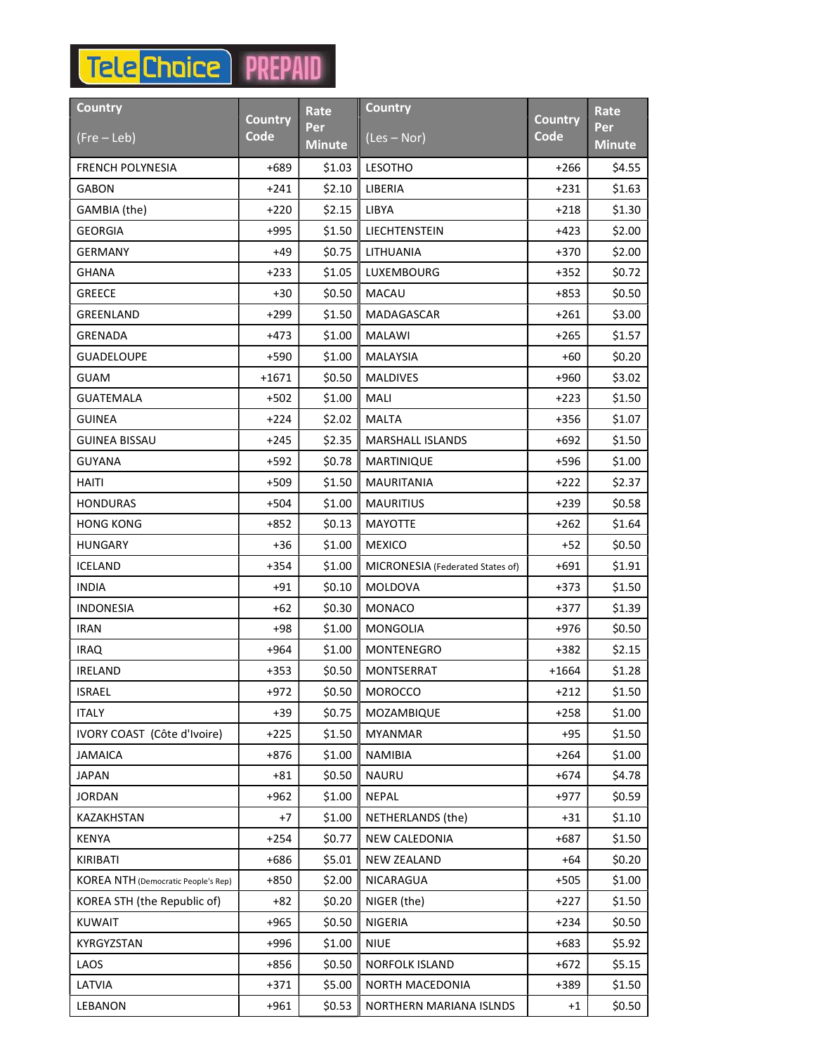TeleChoice PREPAID

| Country (Fre – Leb) | Country Code | Rate Per Minute | Country (Les – Nor) | Country Code | Rate Per Minute |
|---|---|---|---|---|---|
| FRENCH POLYNESIA | +689 | $1.03 | LESOTHO | +266 | $4.55 |
| GABON | +241 | $2.10 | LIBERIA | +231 | $1.63 |
| GAMBIA (the) | +220 | $2.15 | LIBYA | +218 | $1.30 |
| GEORGIA | +995 | $1.50 | LIECHTENSTEIN | +423 | $2.00 |
| GERMANY | +49 | $0.75 | LITHUANIA | +370 | $2.00 |
| GHANA | +233 | $1.05 | LUXEMBOURG | +352 | $0.72 |
| GREECE | +30 | $0.50 | MACAU | +853 | $0.50 |
| GREENLAND | +299 | $1.50 | MADAGASCAR | +261 | $3.00 |
| GRENADA | +473 | $1.00 | MALAWI | +265 | $1.57 |
| GUADELOUPE | +590 | $1.00 | MALAYSIA | +60 | $0.20 |
| GUAM | +1671 | $0.50 | MALDIVES | +960 | $3.02 |
| GUATEMALA | +502 | $1.00 | MALI | +223 | $1.50 |
| GUINEA | +224 | $2.02 | MALTA | +356 | $1.07 |
| GUINEA BISSAU | +245 | $2.35 | MARSHALL ISLANDS | +692 | $1.50 |
| GUYANA | +592 | $0.78 | MARTINIQUE | +596 | $1.00 |
| HAITI | +509 | $1.50 | MAURITANIA | +222 | $2.37 |
| HONDURAS | +504 | $1.00 | MAURITIUS | +239 | $0.58 |
| HONG KONG | +852 | $0.13 | MAYOTTE | +262 | $1.64 |
| HUNGARY | +36 | $1.00 | MEXICO | +52 | $0.50 |
| ICELAND | +354 | $1.00 | MICRONESIA (Federated States of) | +691 | $1.91 |
| INDIA | +91 | $0.10 | MOLDOVA | +373 | $1.50 |
| INDONESIA | +62 | $0.30 | MONACO | +377 | $1.39 |
| IRAN | +98 | $1.00 | MONGOLIA | +976 | $0.50 |
| IRAQ | +964 | $1.00 | MONTENEGRO | +382 | $2.15 |
| IRELAND | +353 | $0.50 | MONTSERRAT | +1664 | $1.28 |
| ISRAEL | +972 | $0.50 | MOROCCO | +212 | $1.50 |
| ITALY | +39 | $0.75 | MOZAMBIQUE | +258 | $1.00 |
| IVORY COAST (Côte d'Ivoire) | +225 | $1.50 | MYANMAR | +95 | $1.50 |
| JAMAICA | +876 | $1.00 | NAMIBIA | +264 | $1.00 |
| JAPAN | +81 | $0.50 | NAURU | +674 | $4.78 |
| JORDAN | +962 | $1.00 | NEPAL | +977 | $0.59 |
| KAZAKHSTAN | +7 | $1.00 | NETHERLANDS (the) | +31 | $1.10 |
| KENYA | +254 | $0.77 | NEW CALEDONIA | +687 | $1.50 |
| KIRIBATI | +686 | $5.01 | NEW ZEALAND | +64 | $0.20 |
| KOREA NTH (Democratic People's Rep) | +850 | $2.00 | NICARAGUA | +505 | $1.00 |
| KOREA STH (the Republic of) | +82 | $0.20 | NIGER (the) | +227 | $1.50 |
| KUWAIT | +965 | $0.50 | NIGERIA | +234 | $0.50 |
| KYRGYZSTAN | +996 | $1.00 | NIUE | +683 | $5.92 |
| LAOS | +856 | $0.50 | NORFOLK ISLAND | +672 | $5.15 |
| LATVIA | +371 | $5.00 | NORTH MACEDONIA | +389 | $1.50 |
| LEBANON | +961 | $0.53 | NORTHERN MARIANA ISLNDS | +1 | $0.50 |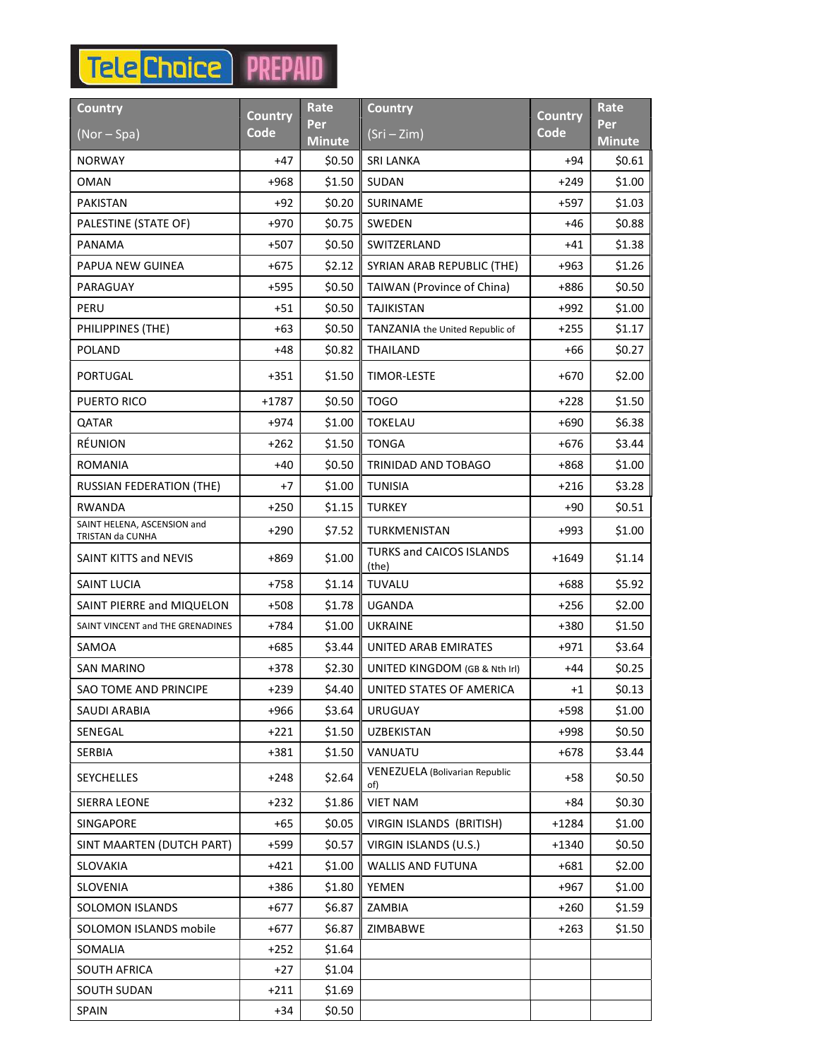TeleChoice PREPAID

| Country (Nor – Spa) | Country Code | Rate Per Minute | Country (Sri – Zim) | Country Code | Rate Per Minute |
|---|---|---|---|---|---|
| NORWAY | +47 | $0.50 | SRI LANKA | +94 | $0.61 |
| OMAN | +968 | $1.50 | SUDAN | +249 | $1.00 |
| PAKISTAN | +92 | $0.20 | SURINAME | +597 | $1.03 |
| PALESTINE (STATE OF) | +970 | $0.75 | SWEDEN | +46 | $0.88 |
| PANAMA | +507 | $0.50 | SWITZERLAND | +41 | $1.38 |
| PAPUA NEW GUINEA | +675 | $2.12 | SYRIAN ARAB REPUBLIC (THE) | +963 | $1.26 |
| PARAGUAY | +595 | $0.50 | TAIWAN (Province of China) | +886 | $0.50 |
| PERU | +51 | $0.50 | TAJIKISTAN | +992 | $1.00 |
| PHILIPPINES (THE) | +63 | $0.50 | TANZANIA the United Republic of | +255 | $1.17 |
| POLAND | +48 | $0.82 | THAILAND | +66 | $0.27 |
| PORTUGAL | +351 | $1.50 | TIMOR-LESTE | +670 | $2.00 |
| PUERTO RICO | +1787 | $0.50 | TOGO | +228 | $1.50 |
| QATAR | +974 | $1.00 | TOKELAU | +690 | $6.38 |
| RÉUNION | +262 | $1.50 | TONGA | +676 | $3.44 |
| ROMANIA | +40 | $0.50 | TRINIDAD AND TOBAGO | +868 | $1.00 |
| RUSSIAN FEDERATION (THE) | +7 | $1.00 | TUNISIA | +216 | $3.28 |
| RWANDA | +250 | $1.15 | TURKEY | +90 | $0.51 |
| SAINT HELENA, ASCENSION and TRISTAN da CUNHA | +290 | $7.52 | TURKMENISTAN | +993 | $1.00 |
| SAINT KITTS and NEVIS | +869 | $1.00 | TURKS and CAICOS ISLANDS (the) | +1649 | $1.14 |
| SAINT LUCIA | +758 | $1.14 | TUVALU | +688 | $5.92 |
| SAINT PIERRE and MIQUELON | +508 | $1.78 | UGANDA | +256 | $2.00 |
| SAINT VINCENT and THE GRENADINES | +784 | $1.00 | UKRAINE | +380 | $1.50 |
| SAMOA | +685 | $3.44 | UNITED ARAB EMIRATES | +971 | $3.64 |
| SAN MARINO | +378 | $2.30 | UNITED KINGDOM (GB & Nth Irl) | +44 | $0.25 |
| SAO TOME AND PRINCIPE | +239 | $4.40 | UNITED STATES OF AMERICA | +1 | $0.13 |
| SAUDI ARABIA | +966 | $3.64 | URUGUAY | +598 | $1.00 |
| SENEGAL | +221 | $1.50 | UZBEKISTAN | +998 | $0.50 |
| SERBIA | +381 | $1.50 | VANUATU | +678 | $3.44 |
| SEYCHELLES | +248 | $2.64 | VENEZUELA (Bolivarian Republic of) | +58 | $0.50 |
| SIERRA LEONE | +232 | $1.86 | VIET NAM | +84 | $0.30 |
| SINGAPORE | +65 | $0.05 | VIRGIN ISLANDS (BRITISH) | +1284 | $1.00 |
| SINT MAARTEN (DUTCH PART) | +599 | $0.57 | VIRGIN ISLANDS (U.S.) | +1340 | $0.50 |
| SLOVAKIA | +421 | $1.00 | WALLIS AND FUTUNA | +681 | $2.00 |
| SLOVENIA | +386 | $1.80 | YEMEN | +967 | $1.00 |
| SOLOMON ISLANDS | +677 | $6.87 | ZAMBIA | +260 | $1.59 |
| SOLOMON ISLANDS mobile | +677 | $6.87 | ZIMBABWE | +263 | $1.50 |
| SOMALIA | +252 | $1.64 | | | |
| SOUTH AFRICA | +27 | $1.04 | | | |
| SOUTH SUDAN | +211 | $1.69 | | | |
| SPAIN | +34 | $0.50 | | | |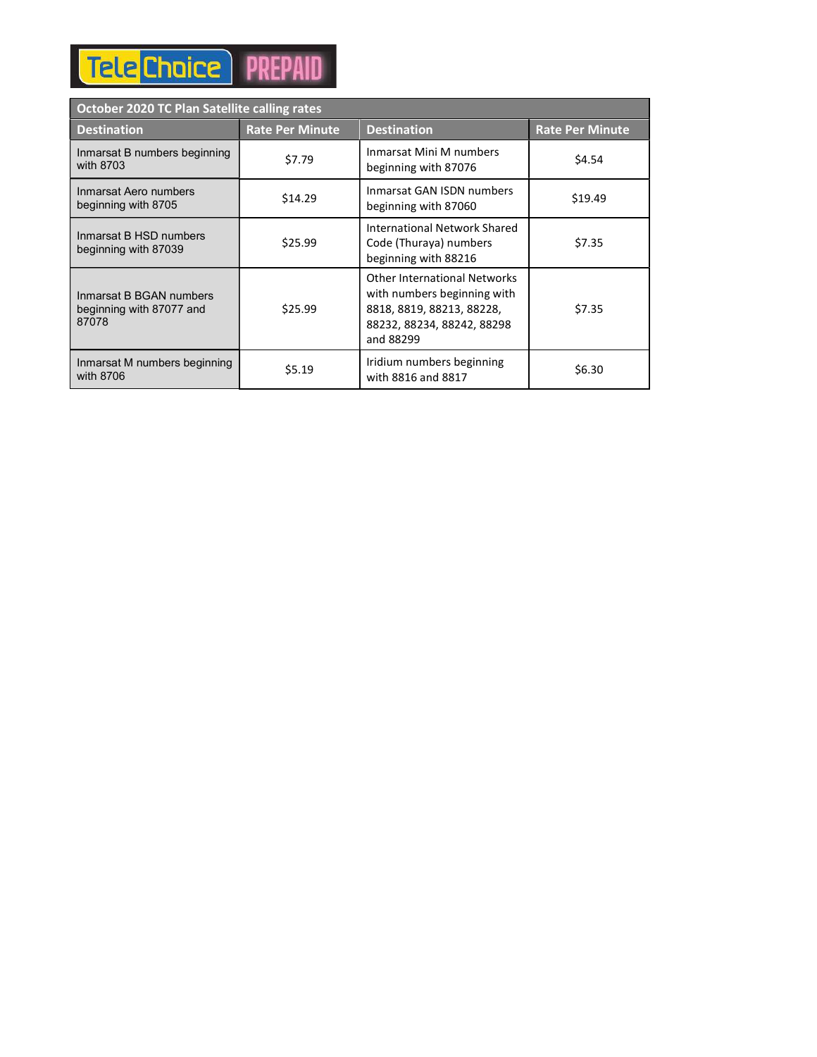TeleChoice PREPAID

| October 2020 TC Plan Satellite calling rates | | | |
| --- | --- | --- | --- |
| **Destination** | **Rate Per Minute** | **Destination** | **Rate Per Minute** |
| Inmarsat B numbers beginning with 8703 | $7.79 | Inmarsat Mini M numbers beginning with 87076 | $4.54 |
| Inmarsat Aero numbers beginning with 8705 | $14.29 | Inmarsat GAN ISDN numbers beginning with 87060 | $19.49 |
| Inmarsat B HSD numbers beginning with 87039 | $25.99 | International Network Shared Code (Thuraya) numbers beginning with 88216 | $7.35 |
| Inmarsat B BGAN numbers beginning with 87077 and 87078 | $25.99 | Other International Networks with numbers beginning with 8818, 8819, 88213, 88228, 88232, 88234, 88242, 88298 and 88299 | $7.35 |
| Inmarsat M numbers beginning with 8706 | $5.19 | Iridium numbers beginning with 8816 and 8817 | $6.30 |